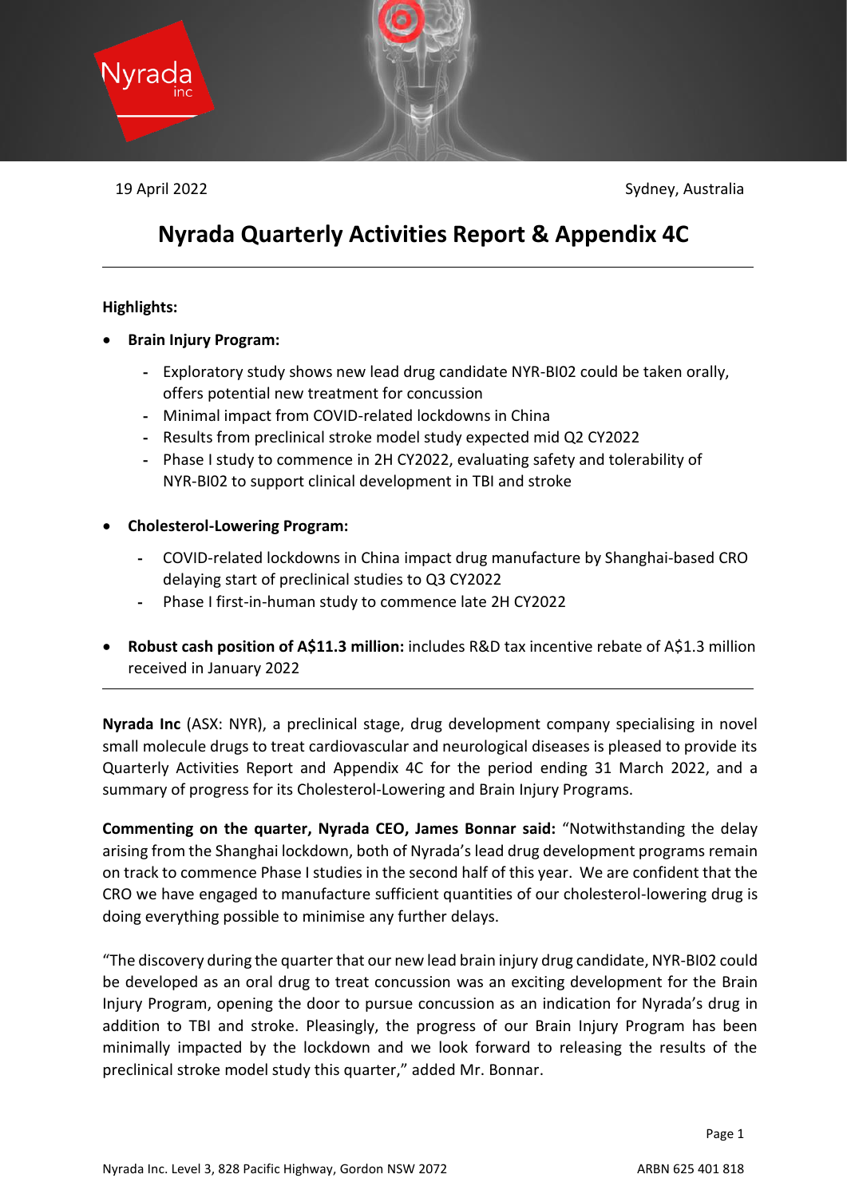19 April 2022 Sydney, Australia

# Nyrada Quarterly Activities Report & Appendix 4C

**Highlights:**

- **Brain Injury Program:**
  - Exploratory study shows new lead drug candidate NYR-BI02 could be taken orally, offers potential new treatment for concussion
  - Minimal impact from COVID-related lockdowns in China
  - Results from preclinical stroke model study expected mid Q2 CY2022
  - Phase I study to commence in 2H CY2022, evaluating safety and tolerability of NYR-BI02 to support clinical development in TBI and stroke

- **Cholesterol-Lowering Program:**
  - COVID-related lockdowns in China impact drug manufacture by Shanghai-based CRO delaying start of preclinical studies to Q3 CY2022
  - Phase I first-in-human study to commence late 2H CY2022

- **Robust cash position of A$11.3 million:** includes R&D tax incentive rebate of A$1.3 million received in January 2022

---

**Nyrada Inc** (ASX: NYR), a preclinical stage, drug development company specialising in novel small molecule drugs to treat cardiovascular and neurological diseases is pleased to provide its Quarterly Activities Report and Appendix 4C for the period ending 31 March 2022, and a summary of progress for its Cholesterol-Lowering and Brain Injury Programs.

**Commenting on the quarter, Nyrada CEO, James Bonnar said:** "Notwithstanding the delay arising from the Shanghai lockdown, both of Nyrada's lead drug development programs remain on track to commence Phase I studies in the second half of this year. We are confident that the CRO we have engaged to manufacture sufficient quantities of our cholesterol-lowering drug is doing everything possible to minimise any further delays.

"The discovery during the quarter that our new lead brain injury drug candidate, NYR-BI02 could be developed as an oral drug to treat concussion was an exciting development for the Brain Injury Program, opening the door to pursue concussion as an indication for Nyrada's drug in addition to TBI and stroke. Pleasingly, the progress of our Brain Injury Program has been minimally impacted by the lockdown and we look forward to releasing the results of the preclinical stroke model study this quarter," added Mr. Bonnar.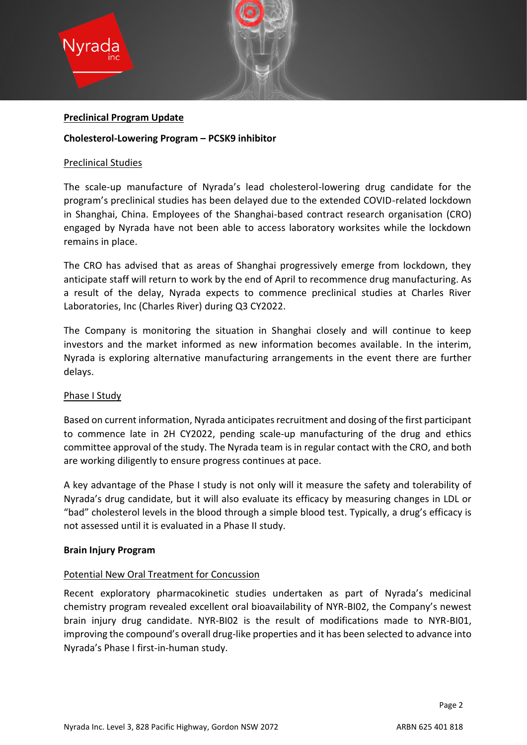## Preclinical Program Update

### Cholesterol-Lowering Program – PCSK9 inhibitor

#### Preclinical Studies

The scale-up manufacture of Nyrada's lead cholesterol-lowering drug candidate for the program's preclinical studies has been delayed due to the extended COVID-related lockdown in Shanghai, China. Employees of the Shanghai-based contract research organisation (CRO) engaged by Nyrada have not been able to access laboratory worksites while the lockdown remains in place.

The CRO has advised that as areas of Shanghai progressively emerge from lockdown, they anticipate staff will return to work by the end of April to recommence drug manufacturing. As a result of the delay, Nyrada expects to commence preclinical studies at Charles River Laboratories, Inc (Charles River) during Q3 CY2022.

The Company is monitoring the situation in Shanghai closely and will continue to keep investors and the market informed as new information becomes available. In the interim, Nyrada is exploring alternative manufacturing arrangements in the event there are further delays.

#### Phase I Study

Based on current information, Nyrada anticipates recruitment and dosing of the first participant to commence late in 2H CY2022, pending scale-up manufacturing of the drug and ethics committee approval of the study. The Nyrada team is in regular contact with the CRO, and both are working diligently to ensure progress continues at pace.

A key advantage of the Phase I study is not only will it measure the safety and tolerability of Nyrada's drug candidate, but it will also evaluate its efficacy by measuring changes in LDL or "bad" cholesterol levels in the blood through a simple blood test. Typically, a drug's efficacy is not assessed until it is evaluated in a Phase II study.

### Brain Injury Program

#### Potential New Oral Treatment for Concussion

Recent exploratory pharmacokinetic studies undertaken as part of Nyrada's medicinal chemistry program revealed excellent oral bioavailability of NYR-BI02, the Company's newest brain injury drug candidate. NYR-BI02 is the result of modifications made to NYR-BI01, improving the compound's overall drug-like properties and it has been selected to advance into Nyrada's Phase I first-in-human study.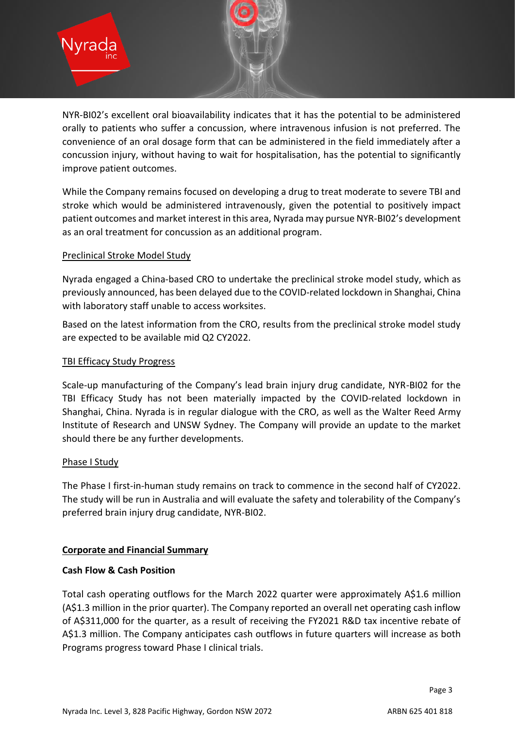NYR-BI02's excellent oral bioavailability indicates that it has the potential to be administered orally to patients who suffer a concussion, where intravenous infusion is not preferred. The convenience of an oral dosage form that can be administered in the field immediately after a concussion injury, without having to wait for hospitalisation, has the potential to significantly improve patient outcomes.

While the Company remains focused on developing a drug to treat moderate to severe TBI and stroke which would be administered intravenously, given the potential to positively impact patient outcomes and market interest in this area, Nyrada may pursue NYR-BI02's development as an oral treatment for concussion as an additional program.

<u>Preclinical Stroke Model Study</u>

Nyrada engaged a China-based CRO to undertake the preclinical stroke model study, which as previously announced, has been delayed due to the COVID-related lockdown in Shanghai, China with laboratory staff unable to access worksites.

Based on the latest information from the CRO, results from the preclinical stroke model study are expected to be available mid Q2 CY2022.

<u>TBI Efficacy Study Progress</u>

Scale-up manufacturing of the Company's lead brain injury drug candidate, NYR-BI02 for the TBI Efficacy Study has not been materially impacted by the COVID-related lockdown in Shanghai, China. Nyrada is in regular dialogue with the CRO, as well as the Walter Reed Army Institute of Research and UNSW Sydney. The Company will provide an update to the market should there be any further developments.

<u>Phase I Study</u>

The Phase I first-in-human study remains on track to commence in the second half of CY2022. The study will be run in Australia and will evaluate the safety and tolerability of the Company's preferred brain injury drug candidate, NYR-BI02.

## <u>Corporate and Financial Summary</u>

### Cash Flow & Cash Position

Total cash operating outflows for the March 2022 quarter were approximately A$1.6 million (A$1.3 million in the prior quarter). The Company reported an overall net operating cash inflow of A$311,000 for the quarter, as a result of receiving the FY2021 R&D tax incentive rebate of A$1.3 million. The Company anticipates cash outflows in future quarters will increase as both Programs progress toward Phase I clinical trials.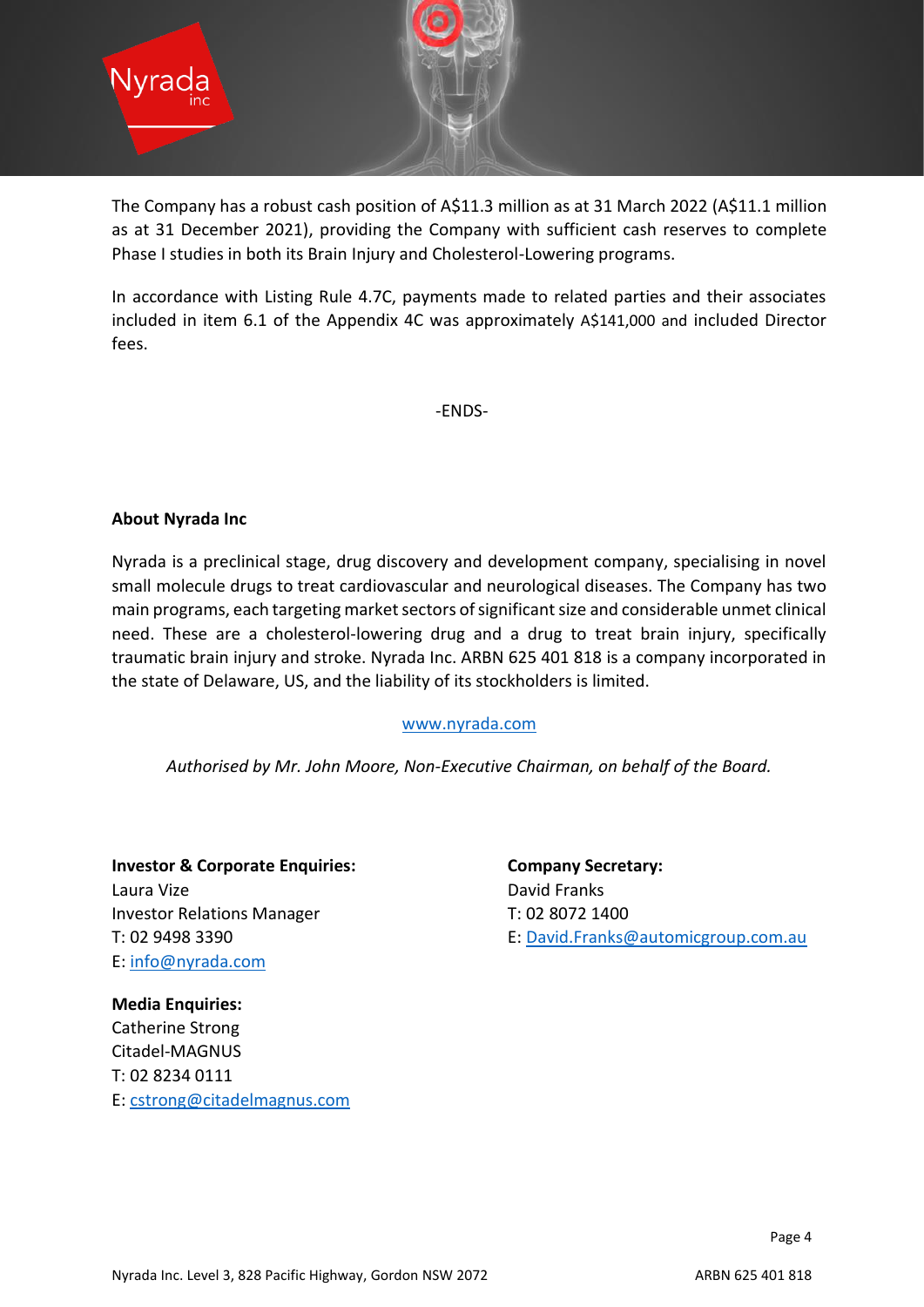The Company has a robust cash position of A$11.3 million as at 31 March 2022 (A$11.1 million as at 31 December 2021), providing the Company with sufficient cash reserves to complete Phase I studies in both its Brain Injury and Cholesterol-Lowering programs.

In accordance with Listing Rule 4.7C, payments made to related parties and their associates included in item 6.1 of the Appendix 4C was approximately A$141,000 and included Director fees.

-ENDS-

**About Nyrada Inc**

Nyrada is a preclinical stage, drug discovery and development company, specialising in novel small molecule drugs to treat cardiovascular and neurological diseases. The Company has two main programs, each targeting market sectors of significant size and considerable unmet clinical need. These are a cholesterol-lowering drug and a drug to treat brain injury, specifically traumatic brain injury and stroke. Nyrada Inc. ARBN 625 401 818 is a company incorporated in the state of Delaware, US, and the liability of its stockholders is limited.

www.nyrada.com

*Authorised by Mr. John Moore, Non-Executive Chairman, on behalf of the Board.*

**Investor & Corporate Enquiries:**
Laura Vize
Investor Relations Manager
T: 02 9498 3390
E: info@nyrada.com

**Media Enquiries:**
Catherine Strong
Citadel-MAGNUS
T: 02 8234 0111
E: cstrong@citadelmagnus.com

**Company Secretary:**
David Franks
T: 02 8072 1400
E: David.Franks@automicgroup.com.au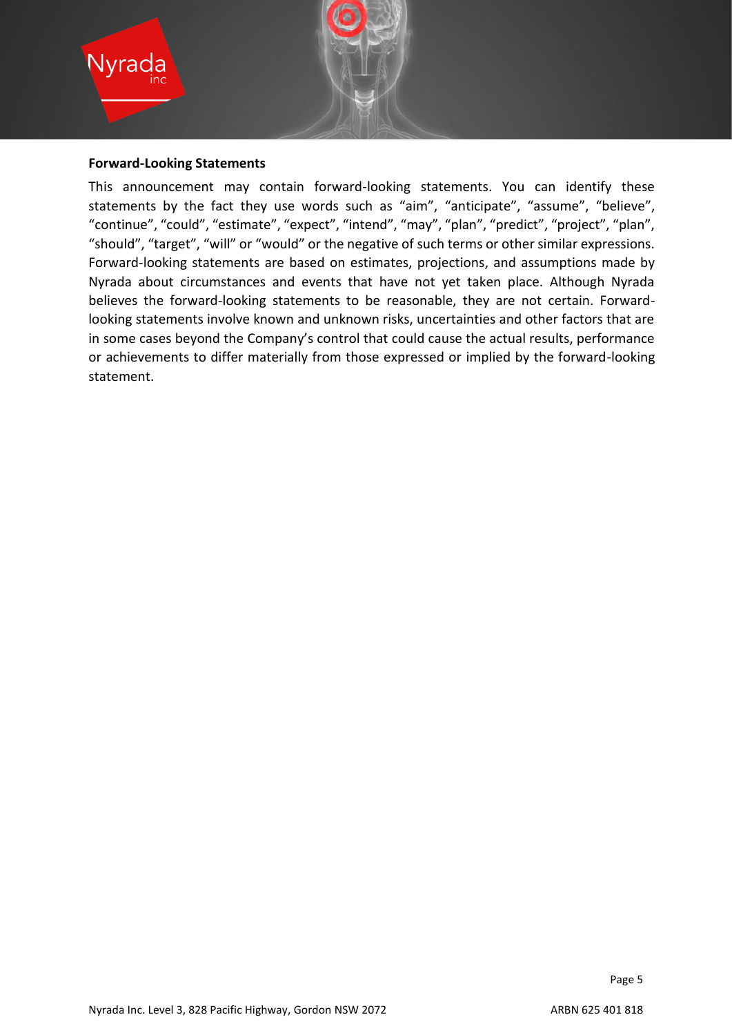**Forward-Looking Statements**

This announcement may contain forward-looking statements. You can identify these statements by the fact they use words such as “aim”, “anticipate”, “assume”, “believe”, “continue”, “could”, “estimate”, “expect”, “intend”, “may”, “plan”, “predict”, “project”, “plan”, “should”, “target”, “will” or “would” or the negative of such terms or other similar expressions. Forward-looking statements are based on estimates, projections, and assumptions made by Nyrada about circumstances and events that have not yet taken place. Although Nyrada believes the forward-looking statements to be reasonable, they are not certain. Forward-looking statements involve known and unknown risks, uncertainties and other factors that are in some cases beyond the Company’s control that could cause the actual results, performance or achievements to differ materially from those expressed or implied by the forward-looking statement.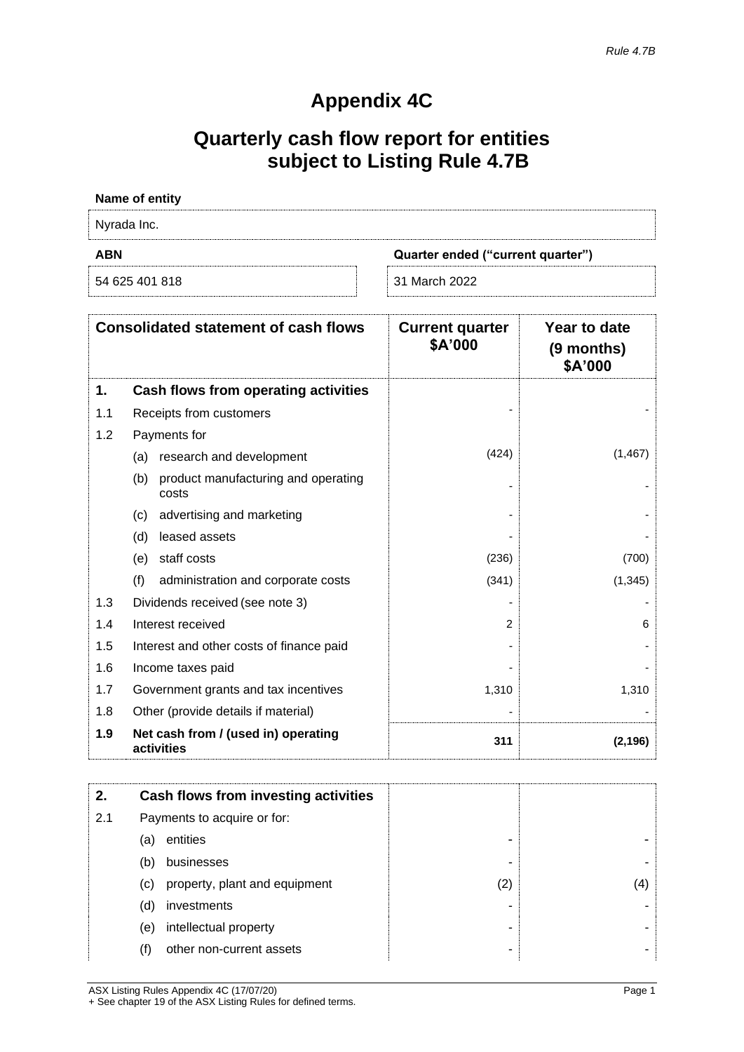# Appendix 4C

# Quarterly cash flow report for entities subject to Listing Rule 4.7B

**Name of entity**

Nyrada Inc.

| ABN | Quarter ended ("current quarter") |
|---|---|
| 54 625 401 818 | 31 March 2022 |

| | Consolidated statement of cash flows | Current quarter $A'000 | Year to date (9 months) $A'000 |
|---|---|---|---|
| **1.** | **Cash flows from operating activities** | | |
| 1.1 | Receipts from customers | - | - |
| 1.2 | Payments for | | |
| | (a) research and development | (424) | (1,467) |
| | (b) product manufacturing and operating costs | - | - |
| | (c) advertising and marketing | - | - |
| | (d) leased assets | - | - |
| | (e) staff costs | (236) | (700) |
| | (f) administration and corporate costs | (341) | (1,345) |
| 1.3 | Dividends received (see note 3) | - | - |
| 1.4 | Interest received | 2 | 6 |
| 1.5 | Interest and other costs of finance paid | - | - |
| 1.6 | Income taxes paid | - | - |
| 1.7 | Government grants and tax incentives | 1,310 | 1,310 |
| 1.8 | Other (provide details if material) | - | - |
| **1.9** | **Net cash from / (used in) operating activities** | **311** | **(2,196)** |

| | | | |
|---|---|---|---|
| **2.** | **Cash flows from investing activities** | | |
| 2.1 | Payments to acquire or for: | | |
| | (a) entities | - | - |
| | (b) businesses | - | - |
| | (c) property, plant and equipment | (2) | (4) |
| | (d) investments | - | - |
| | (e) intellectual property | - | - |
| | (f) other non-current assets | - | - |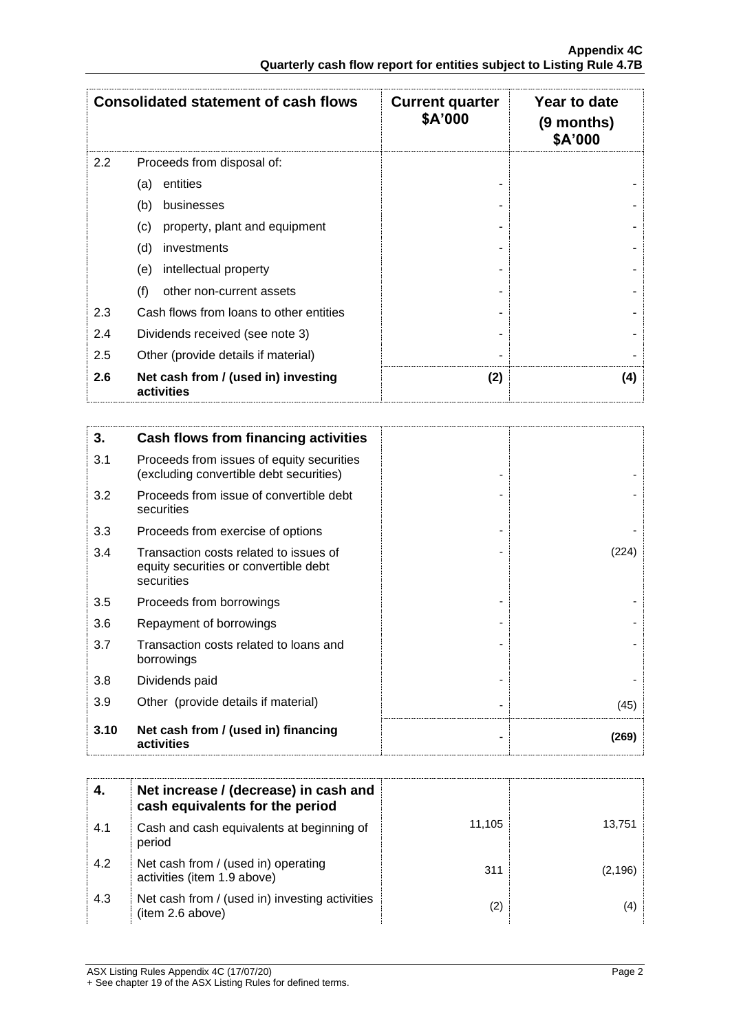| Consolidated statement of cash flows | | Current quarter $A'000 | Year to date (9 months) $A'000 |
|---|---|---|---|
| 2.2 | Proceeds from disposal of: | | |
| | (a) entities | - | - |
| | (b) businesses | - | - |
| | (c) property, plant and equipment | - | - |
| | (d) investments | - | - |
| | (e) intellectual property | - | - |
| | (f) other non-current assets | - | - |
| 2.3 | Cash flows from loans to other entities | - | - |
| 2.4 | Dividends received (see note 3) | - | - |
| 2.5 | Other (provide details if material) | - | - |
| **2.6** | **Net cash from / (used in) investing activities** | **(2)** | **(4)** |

| **3.** | **Cash flows from financing activities** | | |
|---|---|---|---|
| 3.1 | Proceeds from issues of equity securities (excluding convertible debt securities) | - | - |
| 3.2 | Proceeds from issue of convertible debt securities | - | - |
| 3.3 | Proceeds from exercise of options | - | - |
| 3.4 | Transaction costs related to issues of equity securities or convertible debt securities | - | (224) |
| 3.5 | Proceeds from borrowings | - | - |
| 3.6 | Repayment of borrowings | - | - |
| 3.7 | Transaction costs related to loans and borrowings | - | - |
| 3.8 | Dividends paid | - | - |
| 3.9 | Other (provide details if material) | - | (45) |
| **3.10** | **Net cash from / (used in) financing activities** | **-** | **(269)** |

| **4.** | **Net increase / (decrease) in cash and cash equivalents for the period** | | |
|---|---|---|---|
| 4.1 | Cash and cash equivalents at beginning of period | 11,105 | 13,751 |
| 4.2 | Net cash from / (used in) operating activities (item 1.9 above) | 311 | (2,196) |
| 4.3 | Net cash from / (used in) investing activities (item 2.6 above) | (2) | (4) |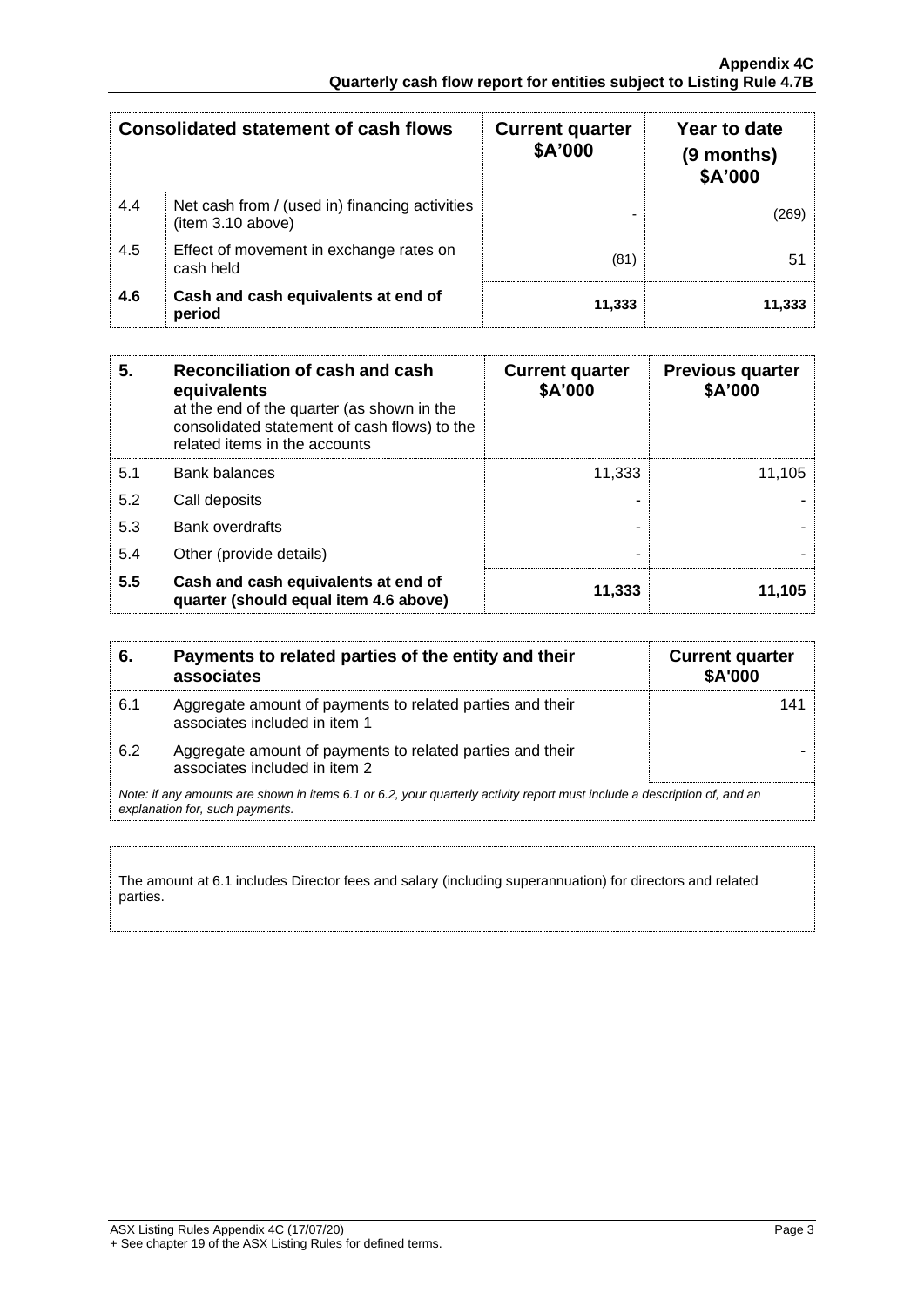| Consolidated statement of cash flows | | Current quarter $A'000 | Year to date (9 months) $A'000 |
|---|---|---|---|
| 4.4 | Net cash from / (used in) financing activities (item 3.10 above) | - | (269) |
| 4.5 | Effect of movement in exchange rates on cash held | (81) | 51 |
| **4.6** | **Cash and cash equivalents at end of period** | **11,333** | **11,333** |

| **5.** | **Reconciliation of cash and cash equivalents** at the end of the quarter (as shown in the consolidated statement of cash flows) to the related items in the accounts | **Current quarter $A'000** | **Previous quarter $A'000** |
|---|---|---|---|
| 5.1 | Bank balances | 11,333 | 11,105 |
| 5.2 | Call deposits | - | - |
| 5.3 | Bank overdrafts | - | - |
| 5.4 | Other (provide details) | - | - |
| **5.5** | **Cash and cash equivalents at end of quarter (should equal item 4.6 above)** | **11,333** | **11,105** |

| **6.** | **Payments to related parties of the entity and their associates** | **Current quarter $A'000** |
|---|---|---|
| 6.1 | Aggregate amount of payments to related parties and their associates included in item 1 | 141 |
| 6.2 | Aggregate amount of payments to related parties and their associates included in item 2 | - |

*Note: if any amounts are shown in items 6.1 or 6.2, your quarterly activity report must include a description of, and an explanation for, such payments.*

The amount at 6.1 includes Director fees and salary (including superannuation) for directors and related parties.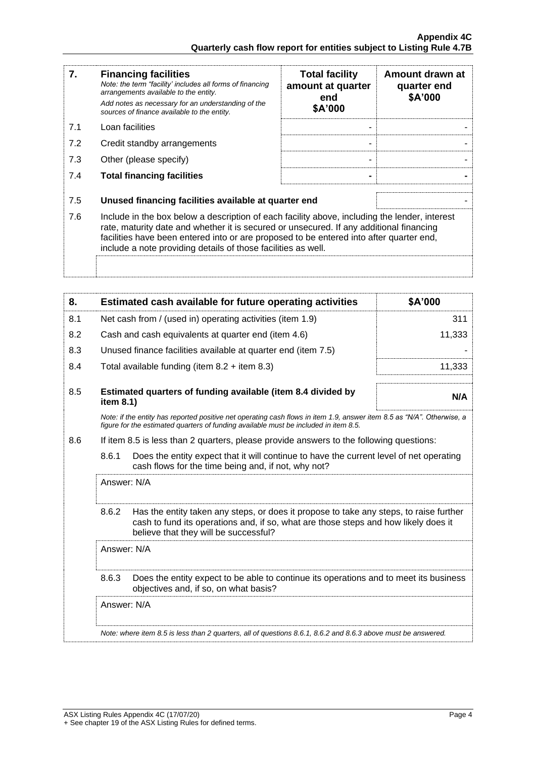| 7. | **Financing facilities**<br>*Note: the term "facility' includes all forms of financing arrangements available to the entity.*<br>*Add notes as necessary for an understanding of the sources of finance available to the entity.* | **Total facility amount at quarter end \$A'000** | **Amount drawn at quarter end \$A'000** |
|---|---|---|---|
| 7.1 | Loan facilities | - | - |
| 7.2 | Credit standby arrangements | - | - |
| 7.3 | Other (please specify) | - | - |
| 7.4 | **Total financing facilities** | **-** | **-** |

| | | |
|---|---|---|
| 7.5 | **Unused financing facilities available at quarter end** | - |

7.6 Include in the box below a description of each facility above, including the lender, interest rate, maturity date and whether it is secured or unsecured. If any additional financing facilities have been entered into or are proposed to be entered into after quarter end, include a note providing details of those facilities as well.

| 8. | **Estimated cash available for future operating activities** | **\$A'000** |
|---|---|---|
| 8.1 | Net cash from / (used in) operating activities (item 1.9) | 311 |
| 8.2 | Cash and cash equivalents at quarter end (item 4.6) | 11,333 |
| 8.3 | Unused finance facilities available at quarter end (item 7.5) | - |
| 8.4 | Total available funding (item 8.2 + item 8.3) | 11,333 |
| 8.5 | **Estimated quarters of funding available (item 8.4 divided by item 8.1)** | **N/A** |

*Note: if the entity has reported positive net operating cash flows in item 1.9, answer item 8.5 as "N/A". Otherwise, a figure for the estimated quarters of funding available must be included in item 8.5.*

8.6 If item 8.5 is less than 2 quarters, please provide answers to the following questions:

8.6.1 Does the entity expect that it will continue to have the current level of net operating cash flows for the time being and, if not, why not?

Answer: N/A

8.6.2 Has the entity taken any steps, or does it propose to take any steps, to raise further cash to fund its operations and, if so, what are those steps and how likely does it believe that they will be successful?

Answer: N/A

8.6.3 Does the entity expect to be able to continue its operations and to meet its business objectives and, if so, on what basis?

Answer: N/A

*Note: where item 8.5 is less than 2 quarters, all of questions 8.6.1, 8.6.2 and 8.6.3 above must be answered.*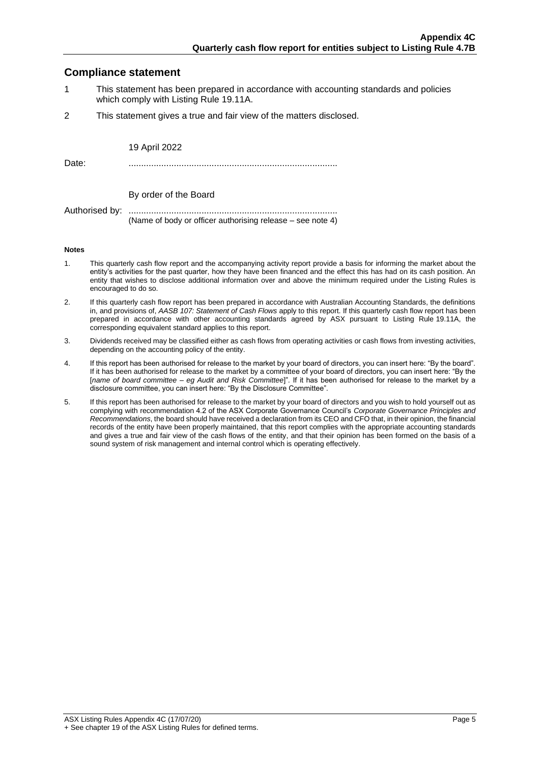## Compliance statement

1 This statement has been prepared in accordance with accounting standards and policies which comply with Listing Rule 19.11A.

2 This statement gives a true and fair view of the matters disclosed.

Date: 19 April 2022

Authorised by: By order of the Board
(Name of body or officer authorising release – see note 4)

#### Notes

1. This quarterly cash flow report and the accompanying activity report provide a basis for informing the market about the entity's activities for the past quarter, how they have been financed and the effect this has had on its cash position. An entity that wishes to disclose additional information over and above the minimum required under the Listing Rules is encouraged to do so.
2. If this quarterly cash flow report has been prepared in accordance with Australian Accounting Standards, the definitions in, and provisions of, *AASB 107: Statement of Cash Flows* apply to this report. If this quarterly cash flow report has been prepared in accordance with other accounting standards agreed by ASX pursuant to Listing Rule 19.11A, the corresponding equivalent standard applies to this report.
3. Dividends received may be classified either as cash flows from operating activities or cash flows from investing activities, depending on the accounting policy of the entity.
4. If this report has been authorised for release to the market by your board of directors, you can insert here: "By the board". If it has been authorised for release to the market by a committee of your board of directors, you can insert here: "By the [*name of board committee – eg Audit and Risk Committee*]". If it has been authorised for release to the market by a disclosure committee, you can insert here: "By the Disclosure Committee".
5. If this report has been authorised for release to the market by your board of directors and you wish to hold yourself out as complying with recommendation 4.2 of the ASX Corporate Governance Council's *Corporate Governance Principles and Recommendations*, the board should have received a declaration from its CEO and CFO that, in their opinion, the financial records of the entity have been properly maintained, that this report complies with the appropriate accounting standards and gives a true and fair view of the cash flows of the entity, and that their opinion has been formed on the basis of a sound system of risk management and internal control which is operating effectively.